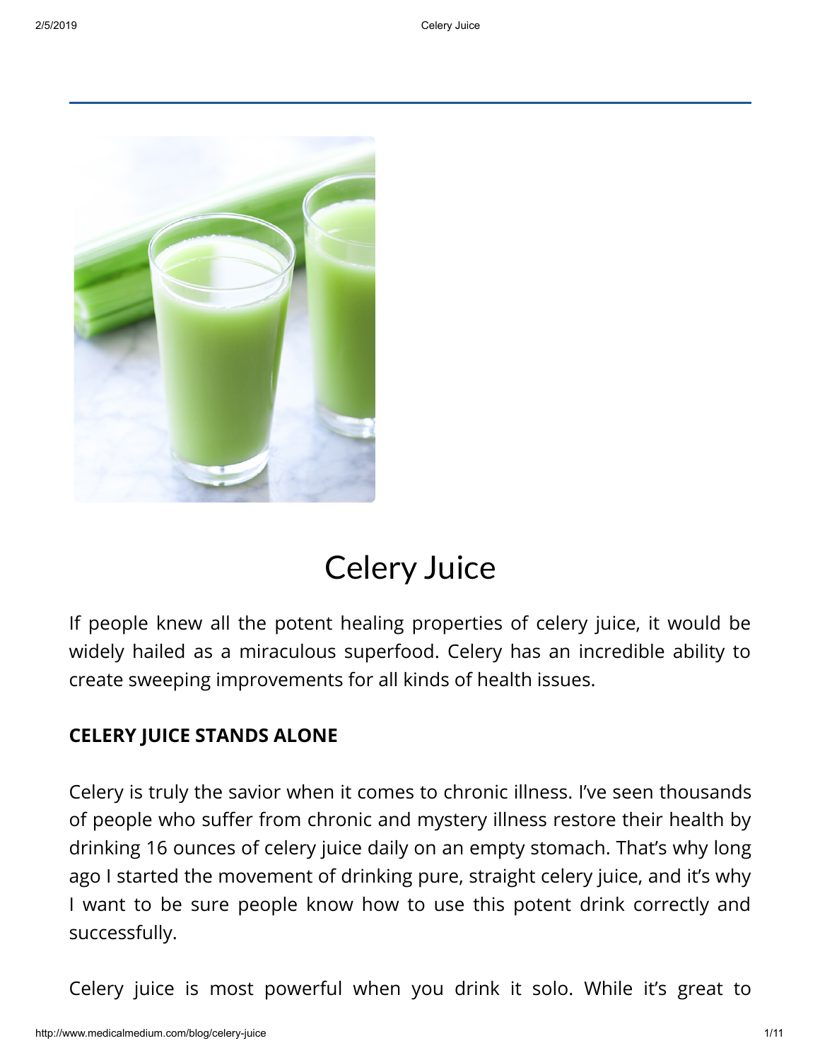# Celery Juice

If people knew all the potent healing properties of celery juice, it would be widely hailed as a miraculous superfood. Celery has an incredible ability to create sweeping improvements for all kinds of health issues.

**CELERY JUICE STANDS ALONE**

Celery is truly the savior when it comes to chronic illness. I've seen thousands of people who suffer from chronic and mystery illness restore their health by drinking 16 ounces of celery juice daily on an empty stomach. That's why long ago I started the movement of drinking pure, straight celery juice, and it's why I want to be sure people know how to use this potent drink correctly and successfully.

Celery juice is most powerful when you drink it solo. While it's great to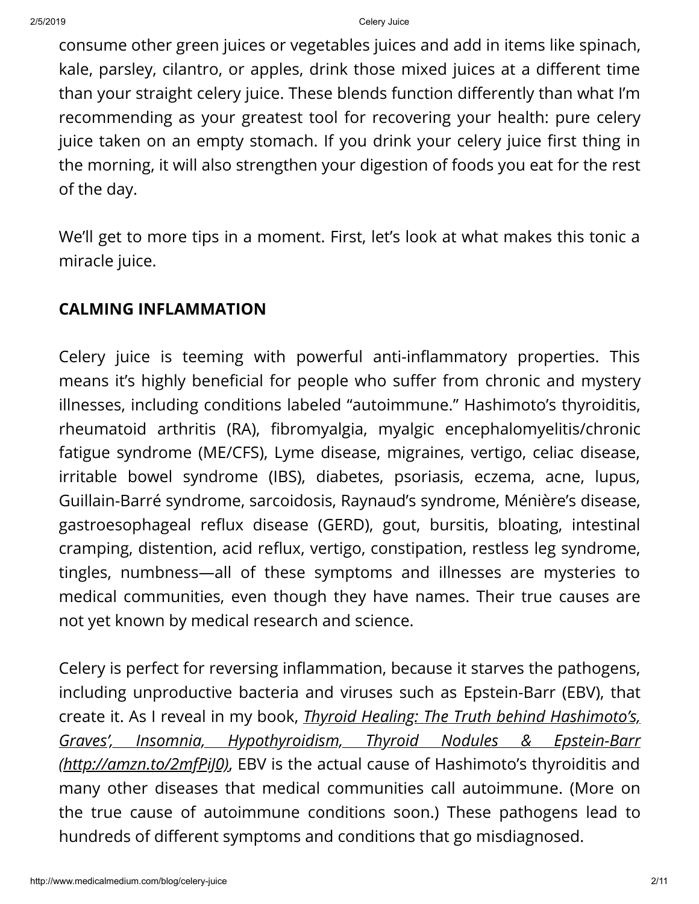consume other green juices or vegetables juices and add in items like spinach, kale, parsley, cilantro, or apples, drink those mixed juices at a different time than your straight celery juice. These blends function differently than what I'm recommending as your greatest tool for recovering your health: pure celery juice taken on an empty stomach. If you drink your celery juice first thing in the morning, it will also strengthen your digestion of foods you eat for the rest of the day.

We'll get to more tips in a moment. First, let's look at what makes this tonic a miracle juice.

## CALMING INFLAMMATION

Celery juice is teeming with powerful anti-inflammatory properties. This means it's highly beneficial for people who suffer from chronic and mystery illnesses, including conditions labeled "autoimmune." Hashimoto's thyroiditis, rheumatoid arthritis (RA), fibromyalgia, myalgic encephalomyelitis/chronic fatigue syndrome (ME/CFS), Lyme disease, migraines, vertigo, celiac disease, irritable bowel syndrome (IBS), diabetes, psoriasis, eczema, acne, lupus, Guillain-Barré syndrome, sarcoidosis, Raynaud's syndrome, Ménière's disease, gastroesophageal reflux disease (GERD), gout, bursitis, bloating, intestinal cramping, distention, acid reflux, vertigo, constipation, restless leg syndrome, tingles, numbness—all of these symptoms and illnesses are mysteries to medical communities, even though they have names. Their true causes are not yet known by medical research and science.

Celery is perfect for reversing inflammation, because it starves the pathogens, including unproductive bacteria and viruses such as Epstein-Barr (EBV), that create it. As I reveal in my book, *Thyroid Healing: The Truth behind Hashimoto's, Graves', Insomnia, Hypothyroidism, Thyroid Nodules & Epstein-Barr (http://amzn.to/2mfPiJ0)*, EBV is the actual cause of Hashimoto's thyroiditis and many other diseases that medical communities call autoimmune. (More on the true cause of autoimmune conditions soon.) These pathogens lead to hundreds of different symptoms and conditions that go misdiagnosed.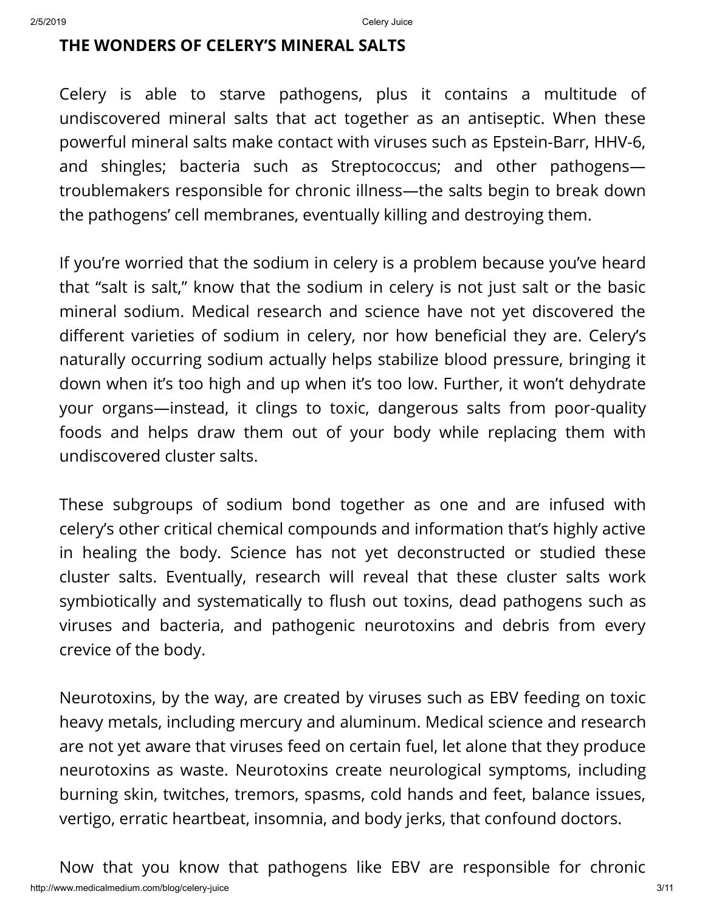## THE WONDERS OF CELERY'S MINERAL SALTS

Celery is able to starve pathogens, plus it contains a multitude of undiscovered mineral salts that act together as an antiseptic. When these powerful mineral salts make contact with viruses such as Epstein-Barr, HHV-6, and shingles; bacteria such as Streptococcus; and other pathogens—troublemakers responsible for chronic illness—the salts begin to break down the pathogens' cell membranes, eventually killing and destroying them.

If you're worried that the sodium in celery is a problem because you've heard that "salt is salt," know that the sodium in celery is not just salt or the basic mineral sodium. Medical research and science have not yet discovered the different varieties of sodium in celery, nor how beneficial they are. Celery's naturally occurring sodium actually helps stabilize blood pressure, bringing it down when it's too high and up when it's too low. Further, it won't dehydrate your organs—instead, it clings to toxic, dangerous salts from poor-quality foods and helps draw them out of your body while replacing them with undiscovered cluster salts.

These subgroups of sodium bond together as one and are infused with celery's other critical chemical compounds and information that's highly active in healing the body. Science has not yet deconstructed or studied these cluster salts. Eventually, research will reveal that these cluster salts work symbiotically and systematically to flush out toxins, dead pathogens such as viruses and bacteria, and pathogenic neurotoxins and debris from every crevice of the body.

Neurotoxins, by the way, are created by viruses such as EBV feeding on toxic heavy metals, including mercury and aluminum. Medical science and research are not yet aware that viruses feed on certain fuel, let alone that they produce neurotoxins as waste. Neurotoxins create neurological symptoms, including burning skin, twitches, tremors, spasms, cold hands and feet, balance issues, vertigo, erratic heartbeat, insomnia, and body jerks, that confound doctors.

Now that you know that pathogens like EBV are responsible for chronic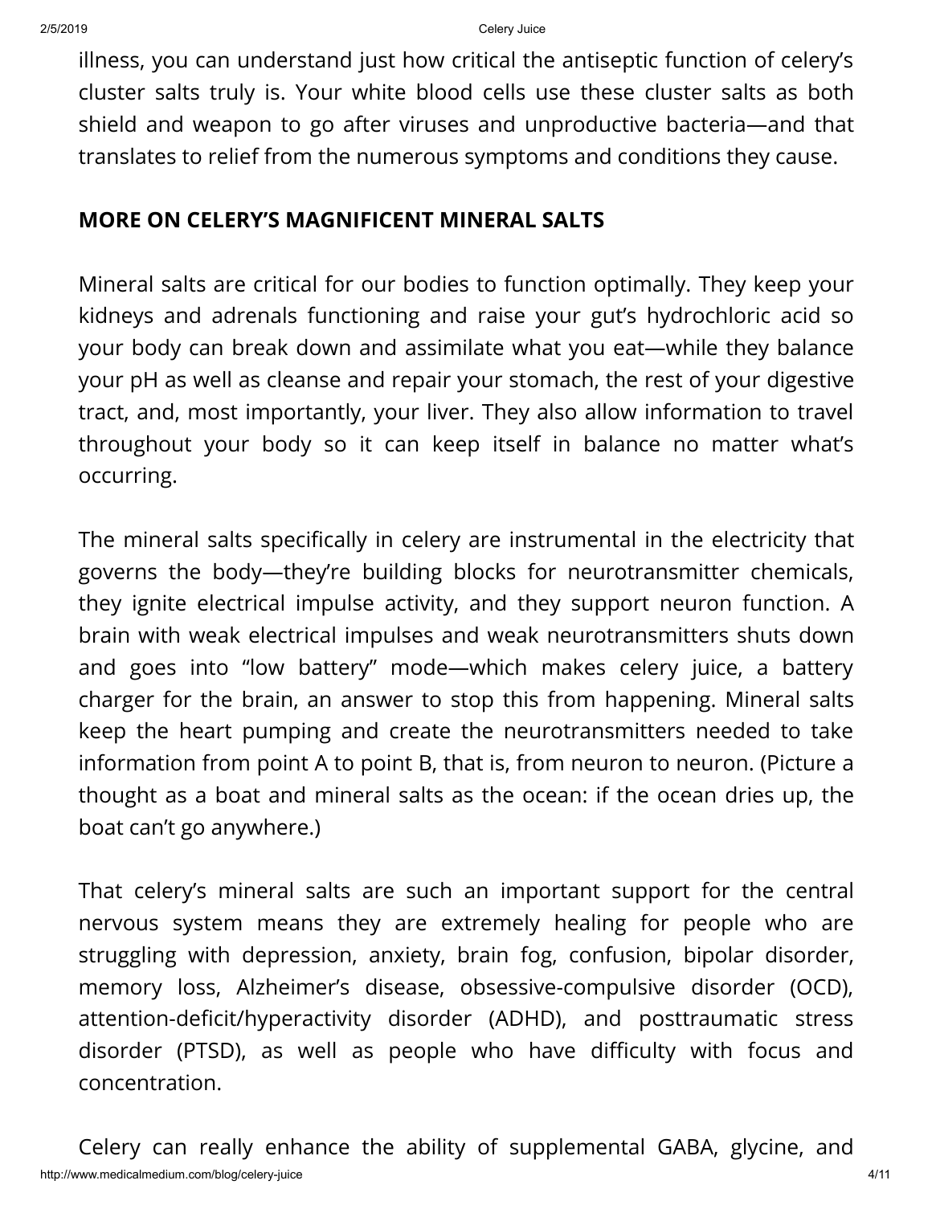illness, you can understand just how critical the antiseptic function of celery's cluster salts truly is. Your white blood cells use these cluster salts as both shield and weapon to go after viruses and unproductive bacteria—and that translates to relief from the numerous symptoms and conditions they cause.

**MORE ON CELERY'S MAGNIFICENT MINERAL SALTS**

Mineral salts are critical for our bodies to function optimally. They keep your kidneys and adrenals functioning and raise your gut's hydrochloric acid so your body can break down and assimilate what you eat—while they balance your pH as well as cleanse and repair your stomach, the rest of your digestive tract, and, most importantly, your liver. They also allow information to travel throughout your body so it can keep itself in balance no matter what's occurring.

The mineral salts specifically in celery are instrumental in the electricity that governs the body—they're building blocks for neurotransmitter chemicals, they ignite electrical impulse activity, and they support neuron function. A brain with weak electrical impulses and weak neurotransmitters shuts down and goes into "low battery" mode—which makes celery juice, a battery charger for the brain, an answer to stop this from happening. Mineral salts keep the heart pumping and create the neurotransmitters needed to take information from point A to point B, that is, from neuron to neuron. (Picture a thought as a boat and mineral salts as the ocean: if the ocean dries up, the boat can't go anywhere.)

That celery's mineral salts are such an important support for the central nervous system means they are extremely healing for people who are struggling with depression, anxiety, brain fog, confusion, bipolar disorder, memory loss, Alzheimer's disease, obsessive-compulsive disorder (OCD), attention-deficit/hyperactivity disorder (ADHD), and posttraumatic stress disorder (PTSD), as well as people who have difficulty with focus and concentration.

Celery can really enhance the ability of supplemental GABA, glycine, and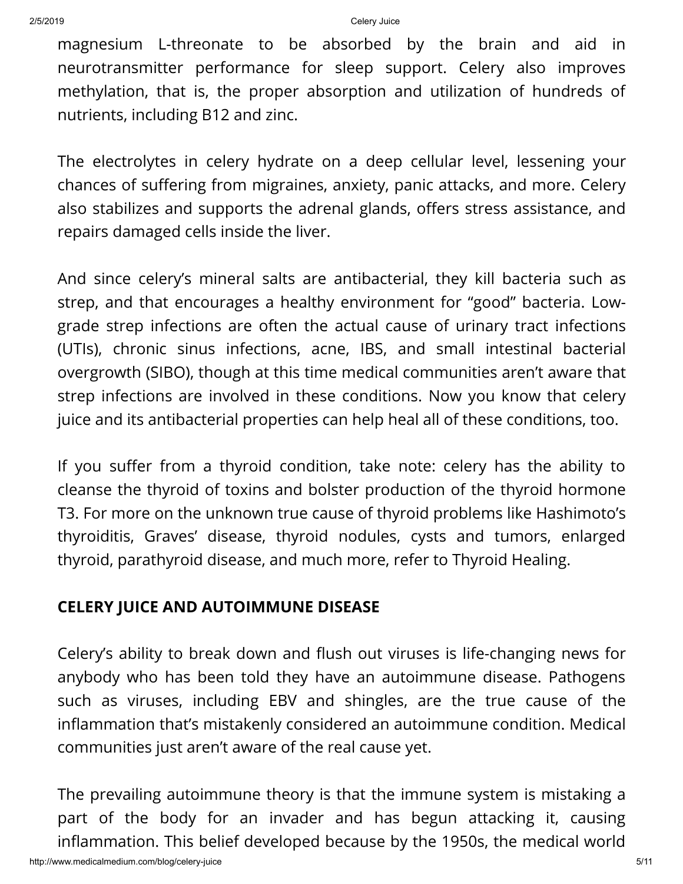magnesium L-threonate to be absorbed by the brain and aid in neurotransmitter performance for sleep support. Celery also improves methylation, that is, the proper absorption and utilization of hundreds of nutrients, including B12 and zinc.

The electrolytes in celery hydrate on a deep cellular level, lessening your chances of suffering from migraines, anxiety, panic attacks, and more. Celery also stabilizes and supports the adrenal glands, offers stress assistance, and repairs damaged cells inside the liver.

And since celery's mineral salts are antibacterial, they kill bacteria such as strep, and that encourages a healthy environment for "good" bacteria. Low-grade strep infections are often the actual cause of urinary tract infections (UTIs), chronic sinus infections, acne, IBS, and small intestinal bacterial overgrowth (SIBO), though at this time medical communities aren't aware that strep infections are involved in these conditions. Now you know that celery juice and its antibacterial properties can help heal all of these conditions, too.

If you suffer from a thyroid condition, take note: celery has the ability to cleanse the thyroid of toxins and bolster production of the thyroid hormone T3. For more on the unknown true cause of thyroid problems like Hashimoto's thyroiditis, Graves' disease, thyroid nodules, cysts and tumors, enlarged thyroid, parathyroid disease, and much more, refer to Thyroid Healing.

## CELERY JUICE AND AUTOIMMUNE DISEASE

Celery's ability to break down and flush out viruses is life-changing news for anybody who has been told they have an autoimmune disease. Pathogens such as viruses, including EBV and shingles, are the true cause of the inflammation that's mistakenly considered an autoimmune condition. Medical communities just aren't aware of the real cause yet.

The prevailing autoimmune theory is that the immune system is mistaking a part of the body for an invader and has begun attacking it, causing inflammation. This belief developed because by the 1950s, the medical world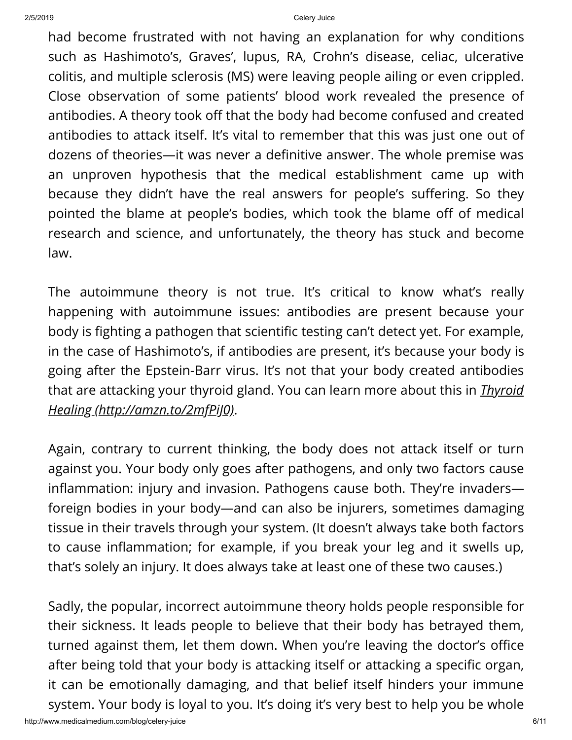had become frustrated with not having an explanation for why conditions such as Hashimoto's, Graves', lupus, RA, Crohn's disease, celiac, ulcerative colitis, and multiple sclerosis (MS) were leaving people ailing or even crippled. Close observation of some patients' blood work revealed the presence of antibodies. A theory took off that the body had become confused and created antibodies to attack itself. It's vital to remember that this was just one out of dozens of theories—it was never a definitive answer. The whole premise was an unproven hypothesis that the medical establishment came up with because they didn't have the real answers for people's suffering. So they pointed the blame at people's bodies, which took the blame off of medical research and science, and unfortunately, the theory has stuck and become law.

The autoimmune theory is not true. It's critical to know what's really happening with autoimmune issues: antibodies are present because your body is fighting a pathogen that scientific testing can't detect yet. For example, in the case of Hashimoto's, if antibodies are present, it's because your body is going after the Epstein-Barr virus. It's not that your body created antibodies that are attacking your thyroid gland. You can learn more about this in *[Thyroid Healing (http://amzn.to/2mfPiJ0)](http://amzn.to/2mfPiJ0)*.

Again, contrary to current thinking, the body does not attack itself or turn against you. Your body only goes after pathogens, and only two factors cause inflammation: injury and invasion. Pathogens cause both. They're invaders—foreign bodies in your body—and can also be injurers, sometimes damaging tissue in their travels through your system. (It doesn't always take both factors to cause inflammation; for example, if you break your leg and it swells up, that's solely an injury. It does always take at least one of these two causes.)

Sadly, the popular, incorrect autoimmune theory holds people responsible for their sickness. It leads people to believe that their body has betrayed them, turned against them, let them down. When you're leaving the doctor's office after being told that your body is attacking itself or attacking a specific organ, it can be emotionally damaging, and that belief itself hinders your immune system. Your body is loyal to you. It's doing it's very best to help you be whole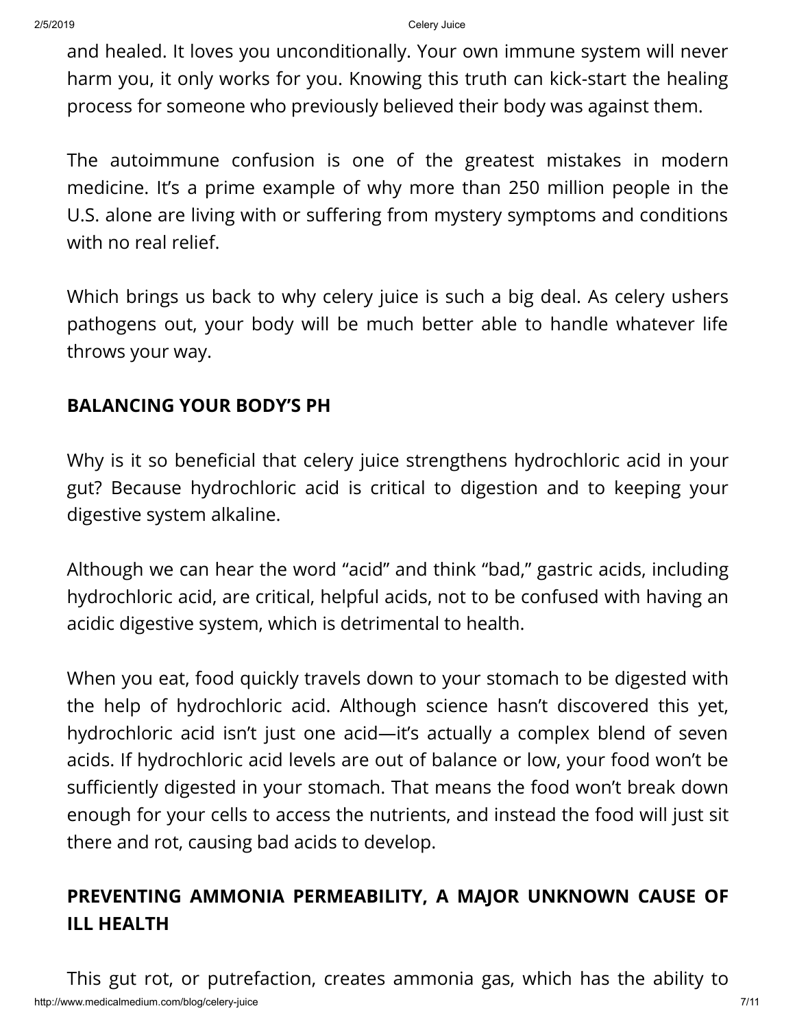and healed. It loves you unconditionally. Your own immune system will never harm you, it only works for you. Knowing this truth can kick-start the healing process for someone who previously believed their body was against them.

The autoimmune confusion is one of the greatest mistakes in modern medicine. It's a prime example of why more than 250 million people in the U.S. alone are living with or suffering from mystery symptoms and conditions with no real relief.

Which brings us back to why celery juice is such a big deal. As celery ushers pathogens out, your body will be much better able to handle whatever life throws your way.

## BALANCING YOUR BODY'S PH

Why is it so beneficial that celery juice strengthens hydrochloric acid in your gut? Because hydrochloric acid is critical to digestion and to keeping your digestive system alkaline.

Although we can hear the word "acid" and think "bad," gastric acids, including hydrochloric acid, are critical, helpful acids, not to be confused with having an acidic digestive system, which is detrimental to health.

When you eat, food quickly travels down to your stomach to be digested with the help of hydrochloric acid. Although science hasn't discovered this yet, hydrochloric acid isn't just one acid—it's actually a complex blend of seven acids. If hydrochloric acid levels are out of balance or low, your food won't be sufficiently digested in your stomach. That means the food won't break down enough for your cells to access the nutrients, and instead the food will just sit there and rot, causing bad acids to develop.

## PREVENTING AMMONIA PERMEABILITY, A MAJOR UNKNOWN CAUSE OF ILL HEALTH

This gut rot, or putrefaction, creates ammonia gas, which has the ability to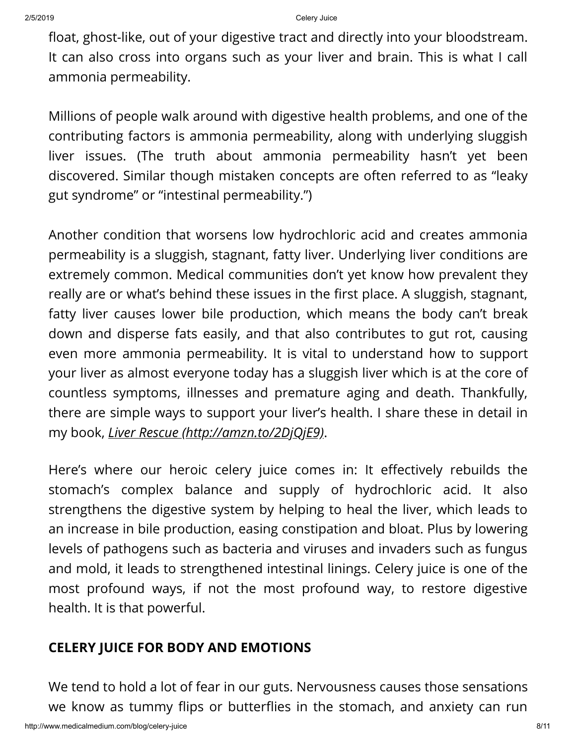float, ghost-like, out of your digestive tract and directly into your bloodstream. It can also cross into organs such as your liver and brain. This is what I call ammonia permeability.

Millions of people walk around with digestive health problems, and one of the contributing factors is ammonia permeability, along with underlying sluggish liver issues. (The truth about ammonia permeability hasn't yet been discovered. Similar though mistaken concepts are often referred to as "leaky gut syndrome" or "intestinal permeability.")

Another condition that worsens low hydrochloric acid and creates ammonia permeability is a sluggish, stagnant, fatty liver. Underlying liver conditions are extremely common. Medical communities don't yet know how prevalent they really are or what's behind these issues in the first place. A sluggish, stagnant, fatty liver causes lower bile production, which means the body can't break down and disperse fats easily, and that also contributes to gut rot, causing even more ammonia permeability. It is vital to understand how to support your liver as almost everyone today has a sluggish liver which is at the core of countless symptoms, illnesses and premature aging and death. Thankfully, there are simple ways to support your liver's health. I share these in detail in my book, *Liver Rescue (http://amzn.to/2DjQjE9)*.

Here's where our heroic celery juice comes in: It effectively rebuilds the stomach's complex balance and supply of hydrochloric acid. It also strengthens the digestive system by helping to heal the liver, which leads to an increase in bile production, easing constipation and bloat. Plus by lowering levels of pathogens such as bacteria and viruses and invaders such as fungus and mold, it leads to strengthened intestinal linings. Celery juice is one of the most profound ways, if not the most profound way, to restore digestive health. It is that powerful.

## CELERY JUICE FOR BODY AND EMOTIONS

We tend to hold a lot of fear in our guts. Nervousness causes those sensations we know as tummy flips or butterflies in the stomach, and anxiety can run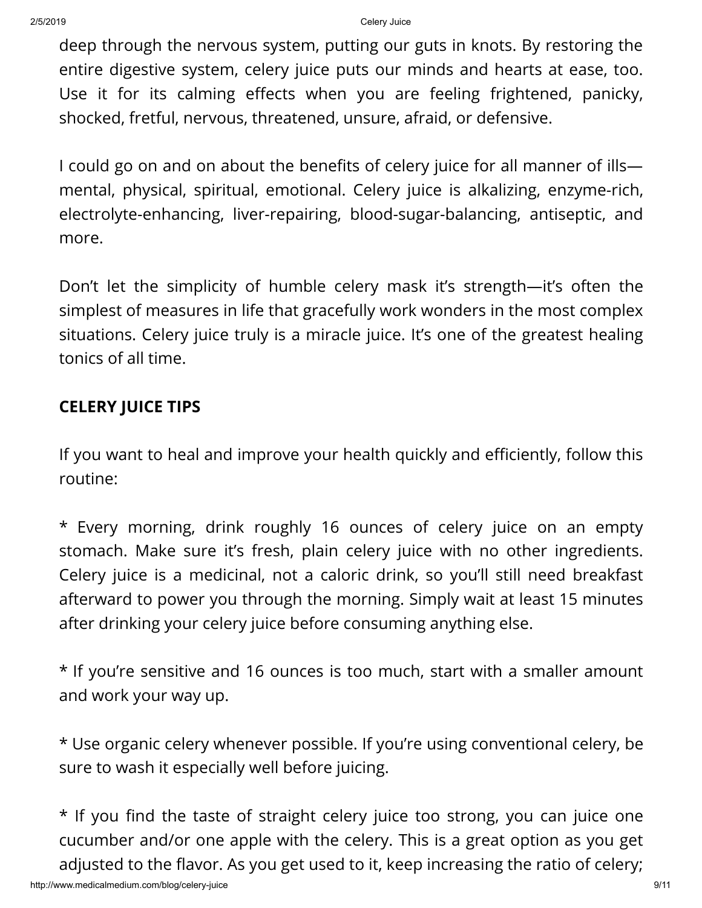deep through the nervous system, putting our guts in knots. By restoring the entire digestive system, celery juice puts our minds and hearts at ease, too. Use it for its calming effects when you are feeling frightened, panicky, shocked, fretful, nervous, threatened, unsure, afraid, or defensive.

I could go on and on about the benefits of celery juice for all manner of ills—mental, physical, spiritual, emotional. Celery juice is alkalizing, enzyme-rich, electrolyte-enhancing, liver-repairing, blood-sugar-balancing, antiseptic, and more.

Don't let the simplicity of humble celery mask it's strength—it's often the simplest of measures in life that gracefully work wonders in the most complex situations. Celery juice truly is a miracle juice. It's one of the greatest healing tonics of all time.

**CELERY JUICE TIPS**

If you want to heal and improve your health quickly and efficiently, follow this routine:

* Every morning, drink roughly 16 ounces of celery juice on an empty stomach. Make sure it's fresh, plain celery juice with no other ingredients. Celery juice is a medicinal, not a caloric drink, so you'll still need breakfast afterward to power you through the morning. Simply wait at least 15 minutes after drinking your celery juice before consuming anything else.

* If you're sensitive and 16 ounces is too much, start with a smaller amount and work your way up.

* Use organic celery whenever possible. If you're using conventional celery, be sure to wash it especially well before juicing.

* If you find the taste of straight celery juice too strong, you can juice one cucumber and/or one apple with the celery. This is a great option as you get adjusted to the flavor. As you get used to it, keep increasing the ratio of celery;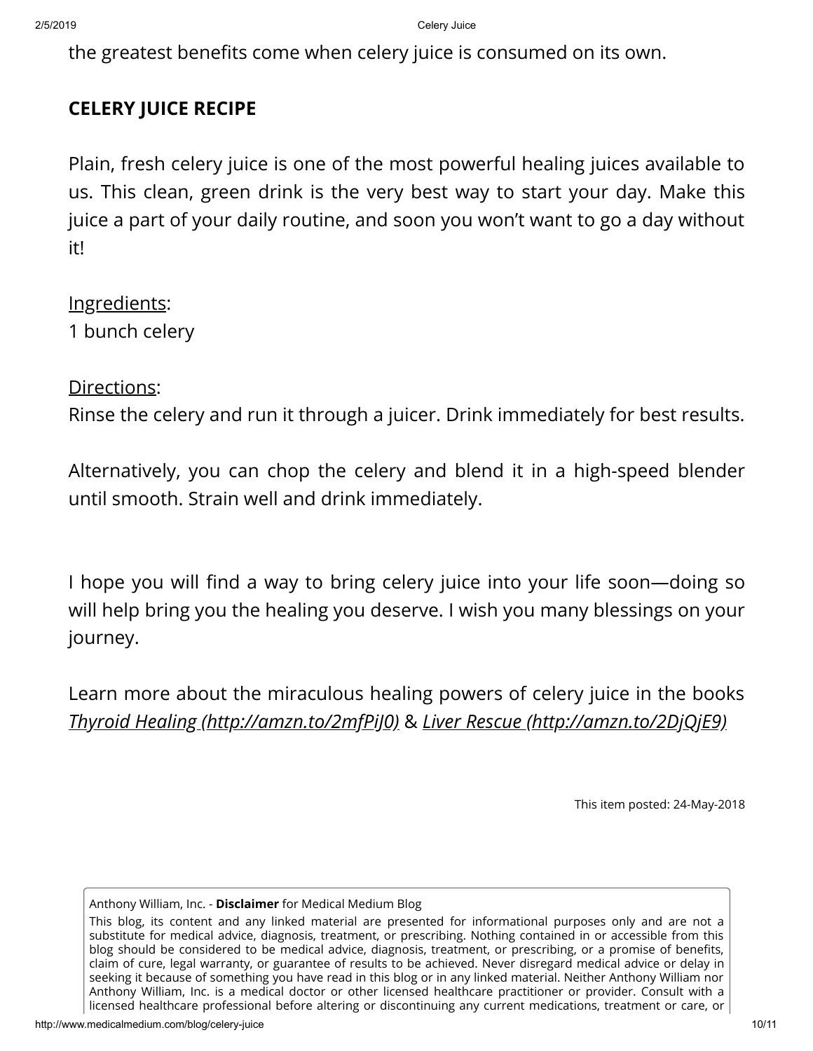the greatest benefits come when celery juice is consumed on its own.

## CELERY JUICE RECIPE

Plain, fresh celery juice is one of the most powerful healing juices available to us. This clean, green drink is the very best way to start your day. Make this juice a part of your daily routine, and soon you won't want to go a day without it!

Ingredients:
1 bunch celery

Directions:
Rinse the celery and run it through a juicer. Drink immediately for best results.

Alternatively, you can chop the celery and blend it in a high-speed blender until smooth. Strain well and drink immediately.

I hope you will find a way to bring celery juice into your life soon—doing so will help bring you the healing you deserve. I wish you many blessings on your journey.

Learn more about the miraculous healing powers of celery juice in the books *Thyroid Healing (http://amzn.to/2mfPiJ0)* & *Liver Rescue (http://amzn.to/2DjQjE9)*

This item posted: 24-May-2018

Anthony William, Inc. - **Disclaimer** for Medical Medium Blog

This blog, its content and any linked material are presented for informational purposes only and are not a substitute for medical advice, diagnosis, treatment, or prescribing. Nothing contained in or accessible from this blog should be considered to be medical advice, diagnosis, treatment, or prescribing, or a promise of benefits, claim of cure, legal warranty, or guarantee of results to be achieved. Never disregard medical advice or delay in seeking it because of something you have read in this blog or in any linked material. Neither Anthony William nor Anthony William, Inc. is a medical doctor or other licensed healthcare practitioner or provider. Consult with a licensed healthcare professional before altering or discontinuing any current medications, treatment or care, or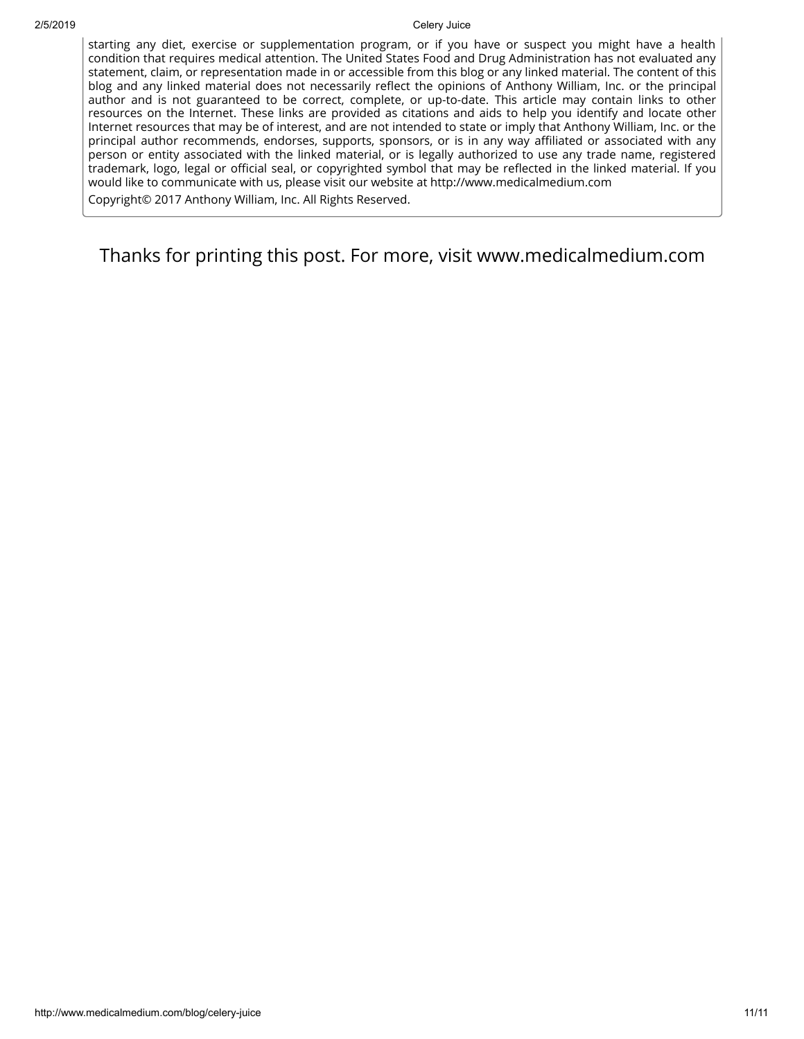starting any diet, exercise or supplementation program, or if you have or suspect you might have a health condition that requires medical attention. The United States Food and Drug Administration has not evaluated any statement, claim, or representation made in or accessible from this blog or any linked material. The content of this blog and any linked material does not necessarily reflect the opinions of Anthony William, Inc. or the principal author and is not guaranteed to be correct, complete, or up-to-date. This article may contain links to other resources on the Internet. These links are provided as citations and aids to help you identify and locate other Internet resources that may be of interest, and are not intended to state or imply that Anthony William, Inc. or the principal author recommends, endorses, supports, sponsors, or is in any way affiliated or associated with any person or entity associated with the linked material, or is legally authorized to use any trade name, registered trademark, logo, legal or official seal, or copyrighted symbol that may be reflected in the linked material. If you would like to communicate with us, please visit our website at http://www.medicalmedium.com

Copyright© 2017 Anthony William, Inc. All Rights Reserved.

Thanks for printing this post. For more, visit www.medicalmedium.com